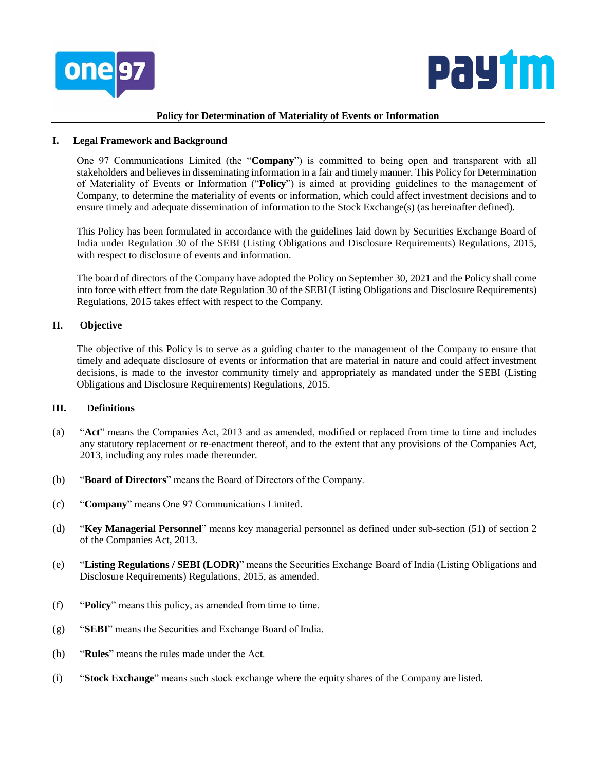# Policy for Determination of Materiality of Events or Information

## I. Legal Framework and Background

One 97 Communications Limited (the "**Company**") is committed to being open and transparent with all stakeholders and believes in disseminating information in a fair and timely manner. This Policy for Determination of Materiality of Events or Information ("**Policy**") is aimed at providing guidelines to the management of Company, to determine the materiality of events or information, which could affect investment decisions and to ensure timely and adequate dissemination of information to the Stock Exchange(s) (as hereinafter defined).

This Policy has been formulated in accordance with the guidelines laid down by Securities Exchange Board of India under Regulation 30 of the SEBI (Listing Obligations and Disclosure Requirements) Regulations, 2015, with respect to disclosure of events and information.

The board of directors of the Company have adopted the Policy on September 30, 2021 and the Policy shall come into force with effect from the date Regulation 30 of the SEBI (Listing Obligations and Disclosure Requirements) Regulations, 2015 takes effect with respect to the Company.

## II. Objective

The objective of this Policy is to serve as a guiding charter to the management of the Company to ensure that timely and adequate disclosure of events or information that are material in nature and could affect investment decisions, is made to the investor community timely and appropriately as mandated under the SEBI (Listing Obligations and Disclosure Requirements) Regulations, 2015.

## III. Definitions

(a) "**Act**" means the Companies Act, 2013 and as amended, modified or replaced from time to time and includes any statutory replacement or re-enactment thereof, and to the extent that any provisions of the Companies Act, 2013, including any rules made thereunder.

(b) "**Board of Directors**" means the Board of Directors of the Company.

(c) "**Company**" means One 97 Communications Limited.

(d) "**Key Managerial Personnel**" means key managerial personnel as defined under sub-section (51) of section 2 of the Companies Act, 2013.

(e) "**Listing Regulations / SEBI (LODR)**" means the Securities Exchange Board of India (Listing Obligations and Disclosure Requirements) Regulations, 2015, as amended.

(f) "**Policy**" means this policy, as amended from time to time.

(g) "**SEBI**" means the Securities and Exchange Board of India.

(h) "**Rules**" means the rules made under the Act.

(i) "**Stock Exchange**" means such stock exchange where the equity shares of the Company are listed.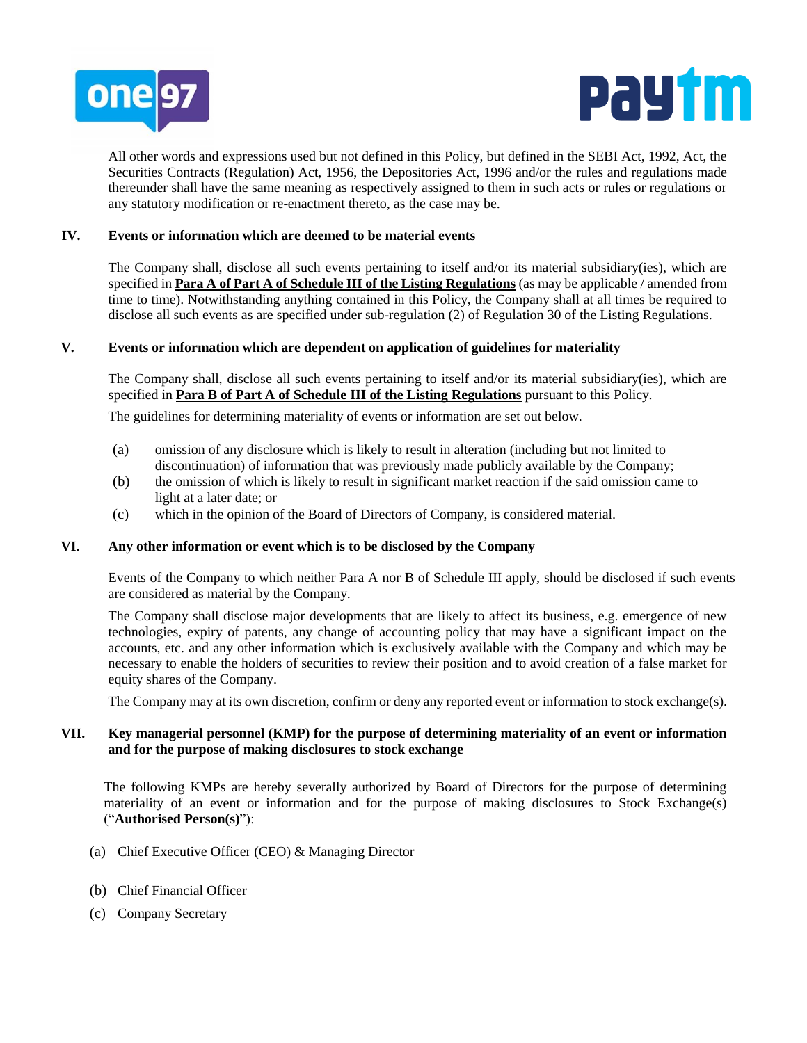All other words and expressions used but not defined in this Policy, but defined in the SEBI Act, 1992, Act, the Securities Contracts (Regulation) Act, 1956, the Depositories Act, 1996 and/or the rules and regulations made thereunder shall have the same meaning as respectively assigned to them in such acts or rules or regulations or any statutory modification or re-enactment thereto, as the case may be.

## IV. Events or information which are deemed to be material events

The Company shall, disclose all such events pertaining to itself and/or its material subsidiary(ies), which are specified in **Para A of Part A of Schedule III of the Listing Regulations** (as may be applicable / amended from time to time). Notwithstanding anything contained in this Policy, the Company shall at all times be required to disclose all such events as are specified under sub-regulation (2) of Regulation 30 of the Listing Regulations.

## V. Events or information which are dependent on application of guidelines for materiality

The Company shall, disclose all such events pertaining to itself and/or its material subsidiary(ies), which are specified in **Para B of Part A of Schedule III of the Listing Regulations** pursuant to this Policy.

The guidelines for determining materiality of events or information are set out below.

(a) omission of any disclosure which is likely to result in alteration (including but not limited to discontinuation) of information that was previously made publicly available by the Company;

(b) the omission of which is likely to result in significant market reaction if the said omission came to light at a later date; or

(c) which in the opinion of the Board of Directors of Company, is considered material.

## VI. Any other information or event which is to be disclosed by the Company

Events of the Company to which neither Para A nor B of Schedule III apply, should be disclosed if such events are considered as material by the Company.

The Company shall disclose major developments that are likely to affect its business, e.g. emergence of new technologies, expiry of patents, any change of accounting policy that may have a significant impact on the accounts, etc. and any other information which is exclusively available with the Company and which may be necessary to enable the holders of securities to review their position and to avoid creation of a false market for equity shares of the Company.

The Company may at its own discretion, confirm or deny any reported event or information to stock exchange(s).

## VII. Key managerial personnel (KMP) for the purpose of determining materiality of an event or information and for the purpose of making disclosures to stock exchange

The following KMPs are hereby severally authorized by Board of Directors for the purpose of determining materiality of an event or information and for the purpose of making disclosures to Stock Exchange(s) ("**Authorised Person(s)**"):

(a) Chief Executive Officer (CEO) & Managing Director

(b) Chief Financial Officer

(c) Company Secretary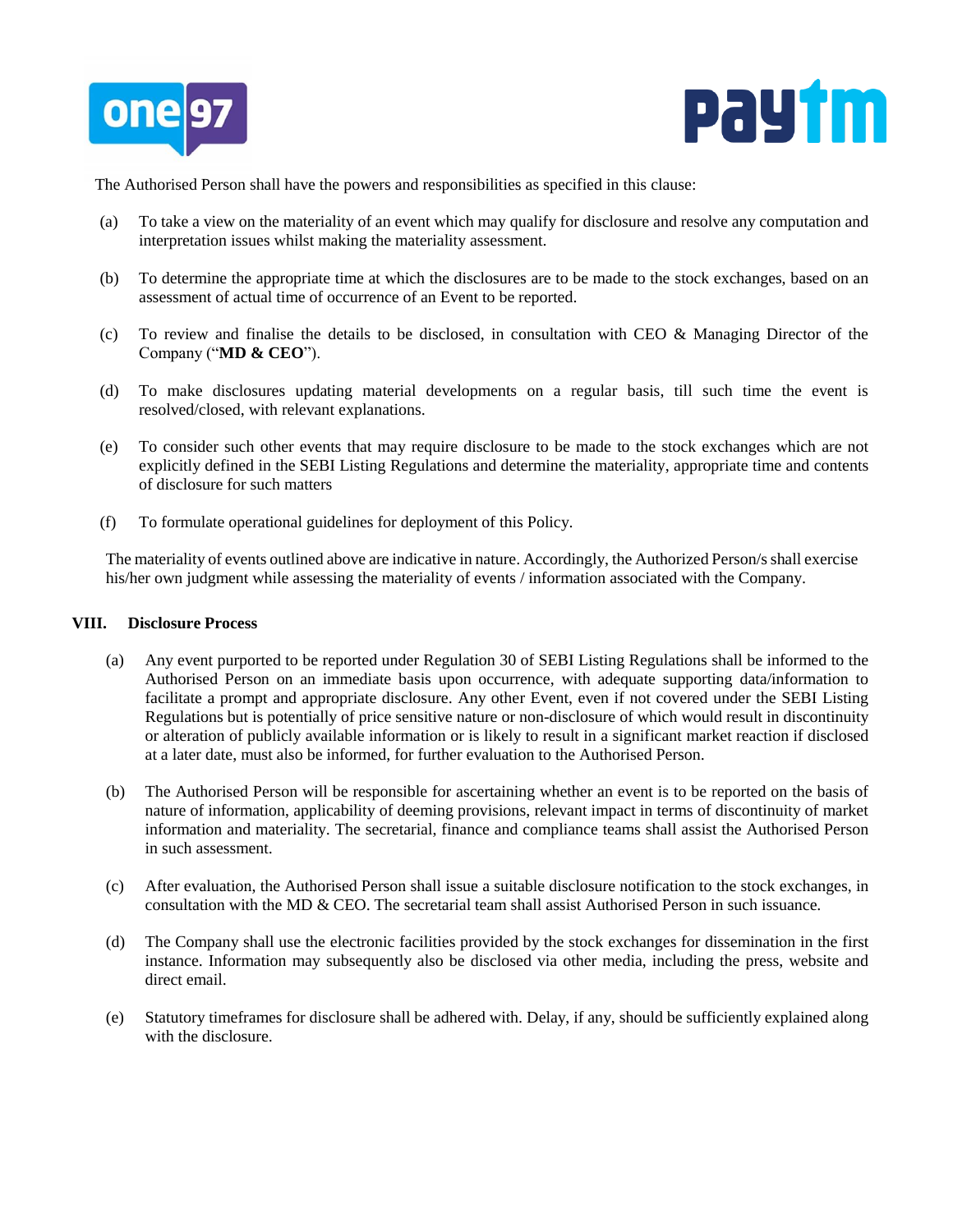The Authorised Person shall have the powers and responsibilities as specified in this clause:

(a) To take a view on the materiality of an event which may qualify for disclosure and resolve any computation and interpretation issues whilst making the materiality assessment.

(b) To determine the appropriate time at which the disclosures are to be made to the stock exchanges, based on an assessment of actual time of occurrence of an Event to be reported.

(c) To review and finalise the details to be disclosed, in consultation with CEO & Managing Director of the Company ("**MD & CEO**").

(d) To make disclosures updating material developments on a regular basis, till such time the event is resolved/closed, with relevant explanations.

(e) To consider such other events that may require disclosure to be made to the stock exchanges which are not explicitly defined in the SEBI Listing Regulations and determine the materiality, appropriate time and contents of disclosure for such matters

(f) To formulate operational guidelines for deployment of this Policy.

The materiality of events outlined above are indicative in nature. Accordingly, the Authorized Person/s shall exercise his/her own judgment while assessing the materiality of events / information associated with the Company.

## VIII. Disclosure Process

(a) Any event purported to be reported under Regulation 30 of SEBI Listing Regulations shall be informed to the Authorised Person on an immediate basis upon occurrence, with adequate supporting data/information to facilitate a prompt and appropriate disclosure. Any other Event, even if not covered under the SEBI Listing Regulations but is potentially of price sensitive nature or non-disclosure of which would result in discontinuity or alteration of publicly available information or is likely to result in a significant market reaction if disclosed at a later date, must also be informed, for further evaluation to the Authorised Person.

(b) The Authorised Person will be responsible for ascertaining whether an event is to be reported on the basis of nature of information, applicability of deeming provisions, relevant impact in terms of discontinuity of market information and materiality. The secretarial, finance and compliance teams shall assist the Authorised Person in such assessment.

(c) After evaluation, the Authorised Person shall issue a suitable disclosure notification to the stock exchanges, in consultation with the MD & CEO. The secretarial team shall assist Authorised Person in such issuance.

(d) The Company shall use the electronic facilities provided by the stock exchanges for dissemination in the first instance. Information may subsequently also be disclosed via other media, including the press, website and direct email.

(e) Statutory timeframes for disclosure shall be adhered with. Delay, if any, should be sufficiently explained along with the disclosure.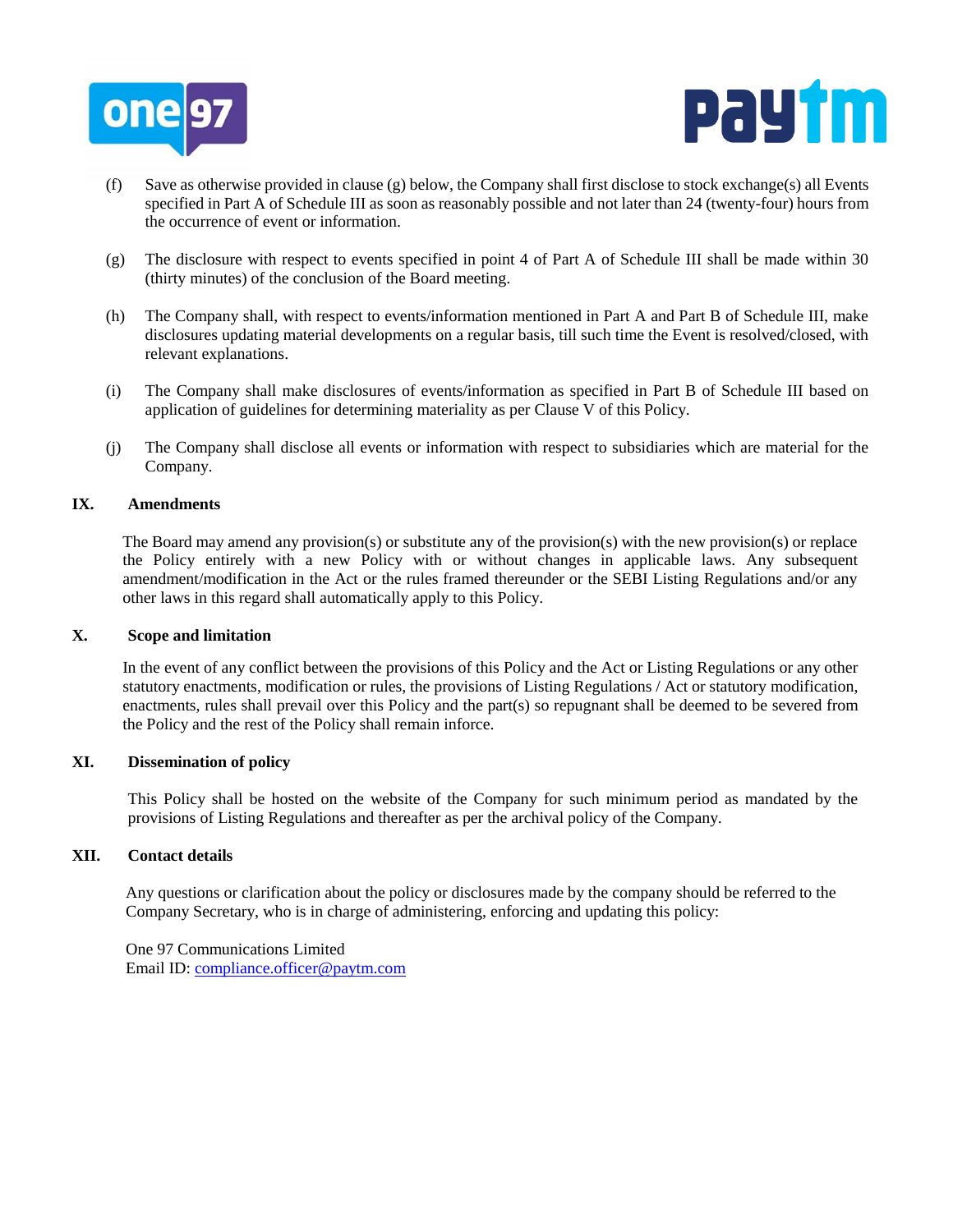(f) Save as otherwise provided in clause (g) below, the Company shall first disclose to stock exchange(s) all Events specified in Part A of Schedule III as soon as reasonably possible and not later than 24 (twenty-four) hours from the occurrence of event or information.

(g) The disclosure with respect to events specified in point 4 of Part A of Schedule III shall be made within 30 (thirty minutes) of the conclusion of the Board meeting.

(h) The Company shall, with respect to events/information mentioned in Part A and Part B of Schedule III, make disclosures updating material developments on a regular basis, till such time the Event is resolved/closed, with relevant explanations.

(i) The Company shall make disclosures of events/information as specified in Part B of Schedule III based on application of guidelines for determining materiality as per Clause V of this Policy.

(j) The Company shall disclose all events or information with respect to subsidiaries which are material for the Company.

## IX. Amendments

The Board may amend any provision(s) or substitute any of the provision(s) with the new provision(s) or replace the Policy entirely with a new Policy with or without changes in applicable laws. Any subsequent amendment/modification in the Act or the rules framed thereunder or the SEBI Listing Regulations and/or any other laws in this regard shall automatically apply to this Policy.

## X. Scope and limitation

In the event of any conflict between the provisions of this Policy and the Act or Listing Regulations or any other statutory enactments, modification or rules, the provisions of Listing Regulations / Act or statutory modification, enactments, rules shall prevail over this Policy and the part(s) so repugnant shall be deemed to be severed from the Policy and the rest of the Policy shall remain inforce.

## XI. Dissemination of policy

This Policy shall be hosted on the website of the Company for such minimum period as mandated by the provisions of Listing Regulations and thereafter as per the archival policy of the Company.

## XII. Contact details

Any questions or clarification about the policy or disclosures made by the company should be referred to the Company Secretary, who is in charge of administering, enforcing and updating this policy:

One 97 Communications Limited
Email ID: compliance.officer@paytm.com